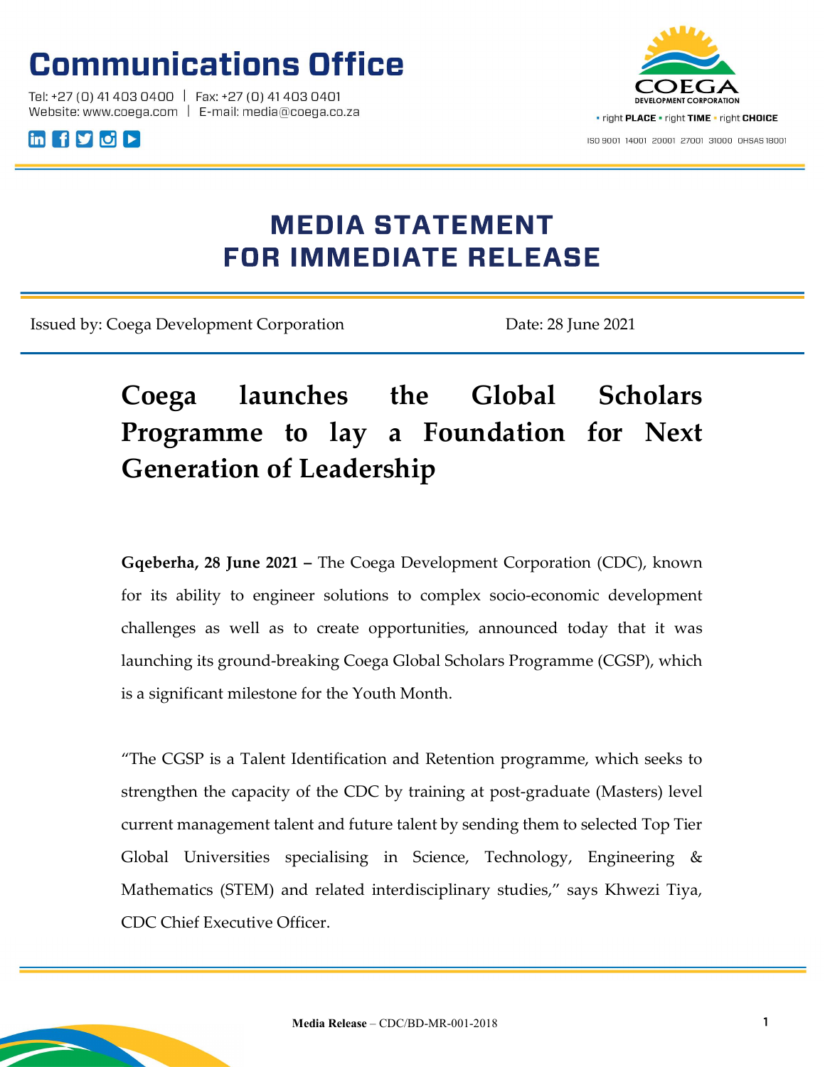# Communications Office

Tel: +27 (0) 41 403 0400 | Fax: +27 (0) 41 403 0401
Website: www.coega.com | E-mail: media@coega.co.za

COEGA DEVELOPMENT CORPORATION
• right PLACE • right TIME • right CHOICE

ISO 9001 14001 20001 27001 31000 OHSAS 18001

## MEDIA STATEMENT
## FOR IMMEDIATE RELEASE

Issued by: Coega Development Corporation | Date: 28 June 2021

# Coega launches the Global Scholars Programme to lay a Foundation for Next Generation of Leadership

**Gqeberha, 28 June 2021 –** The Coega Development Corporation (CDC), known for its ability to engineer solutions to complex socio-economic development challenges as well as to create opportunities, announced today that it was launching its ground-breaking Coega Global Scholars Programme (CGSP), which is a significant milestone for the Youth Month.

"The CGSP is a Talent Identification and Retention programme, which seeks to strengthen the capacity of the CDC by training at post-graduate (Masters) level current management talent and future talent by sending them to selected Top Tier Global Universities specialising in Science, Technology, Engineering & Mathematics (STEM) and related interdisciplinary studies," says Khwezi Tiya, CDC Chief Executive Officer.

**Media Release** – CDC/BD-MR-001-2018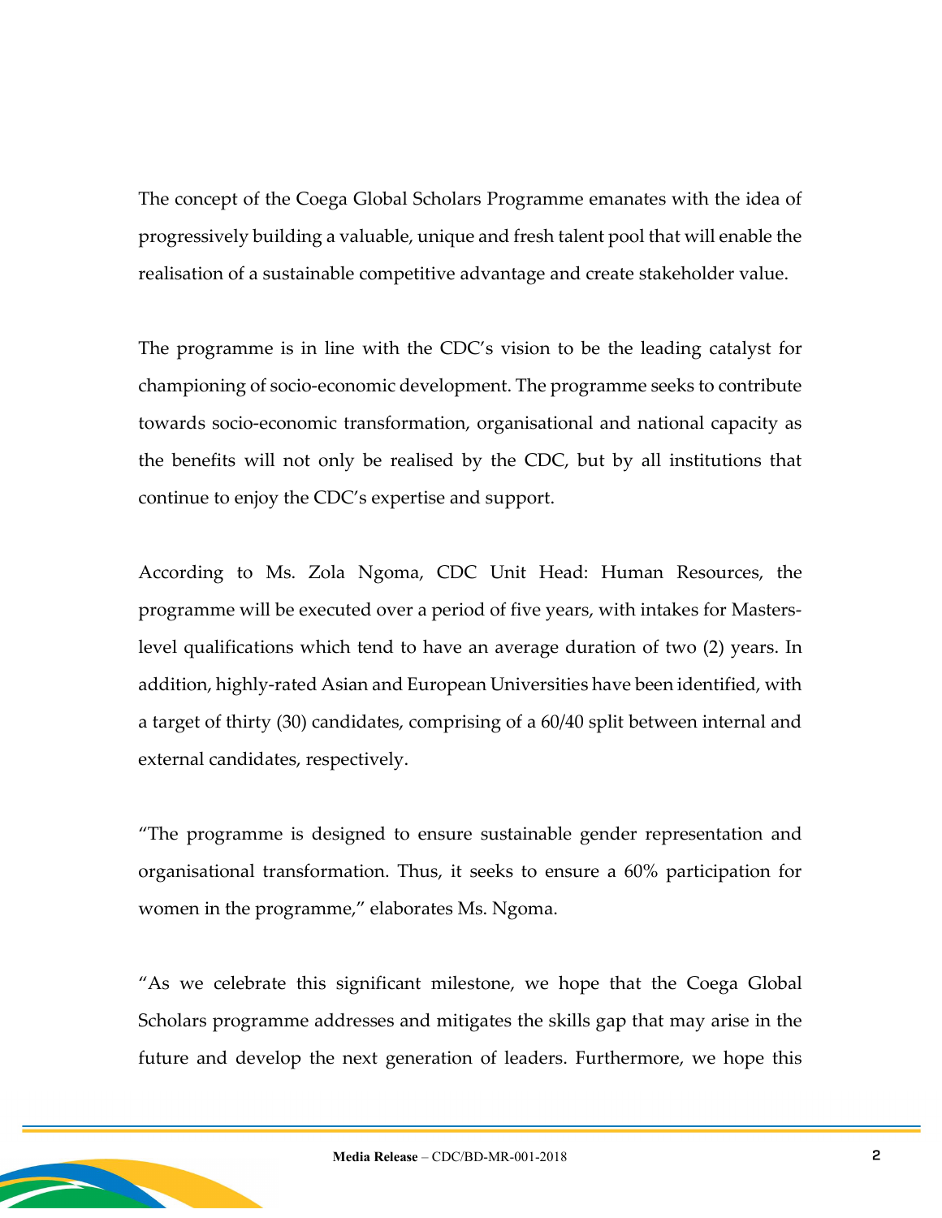The concept of the Coega Global Scholars Programme emanates with the idea of progressively building a valuable, unique and fresh talent pool that will enable the realisation of a sustainable competitive advantage and create stakeholder value.

The programme is in line with the CDC's vision to be the leading catalyst for championing of socio-economic development. The programme seeks to contribute towards socio-economic transformation, organisational and national capacity as the benefits will not only be realised by the CDC, but by all institutions that continue to enjoy the CDC's expertise and support.

According to Ms. Zola Ngoma, CDC Unit Head: Human Resources, the programme will be executed over a period of five years, with intakes for Masters-level qualifications which tend to have an average duration of two (2) years. In addition, highly-rated Asian and European Universities have been identified, with a target of thirty (30) candidates, comprising of a 60/40 split between internal and external candidates, respectively.

"The programme is designed to ensure sustainable gender representation and organisational transformation. Thus, it seeks to ensure a 60% participation for women in the programme," elaborates Ms. Ngoma.

"As we celebrate this significant milestone, we hope that the Coega Global Scholars programme addresses and mitigates the skills gap that may arise in the future and develop the next generation of leaders. Furthermore, we hope this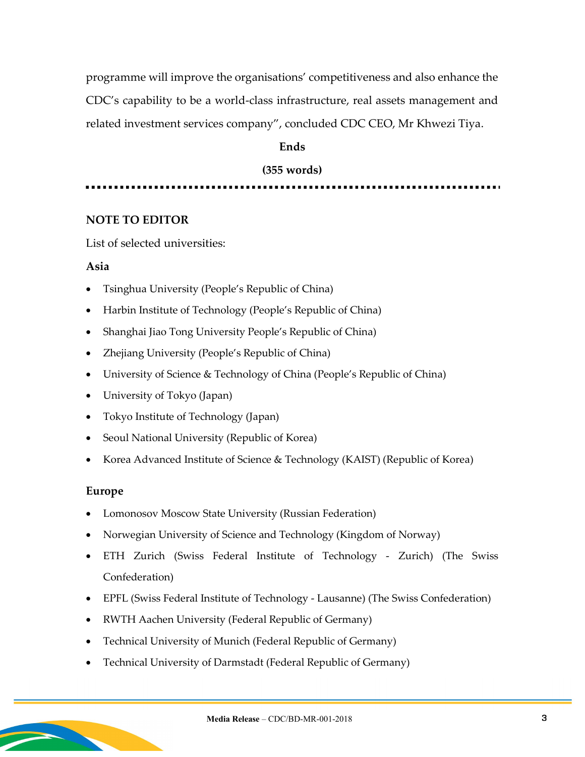programme will improve the organisations' competitiveness and also enhance the CDC's capability to be a world-class infrastructure, real assets management and related investment services company", concluded CDC CEO, Mr Khwezi Tiya.

**Ends**

**(355 words)**

---

**NOTE TO EDITOR**

List of selected universities:

**Asia**

- Tsinghua University (People's Republic of China)
- Harbin Institute of Technology (People's Republic of China)
- Shanghai Jiao Tong University People's Republic of China)
- Zhejiang University (People's Republic of China)
- University of Science & Technology of China (People's Republic of China)
- University of Tokyo (Japan)
- Tokyo Institute of Technology (Japan)
- Seoul National University (Republic of Korea)
- Korea Advanced Institute of Science & Technology (KAIST) (Republic of Korea)

**Europe**

- Lomonosov Moscow State University (Russian Federation)
- Norwegian University of Science and Technology (Kingdom of Norway)
- ETH Zurich (Swiss Federal Institute of Technology - Zurich) (The Swiss Confederation)
- EPFL (Swiss Federal Institute of Technology - Lausanne) (The Swiss Confederation)
- RWTH Aachen University (Federal Republic of Germany)
- Technical University of Munich (Federal Republic of Germany)
- Technical University of Darmstadt (Federal Republic of Germany)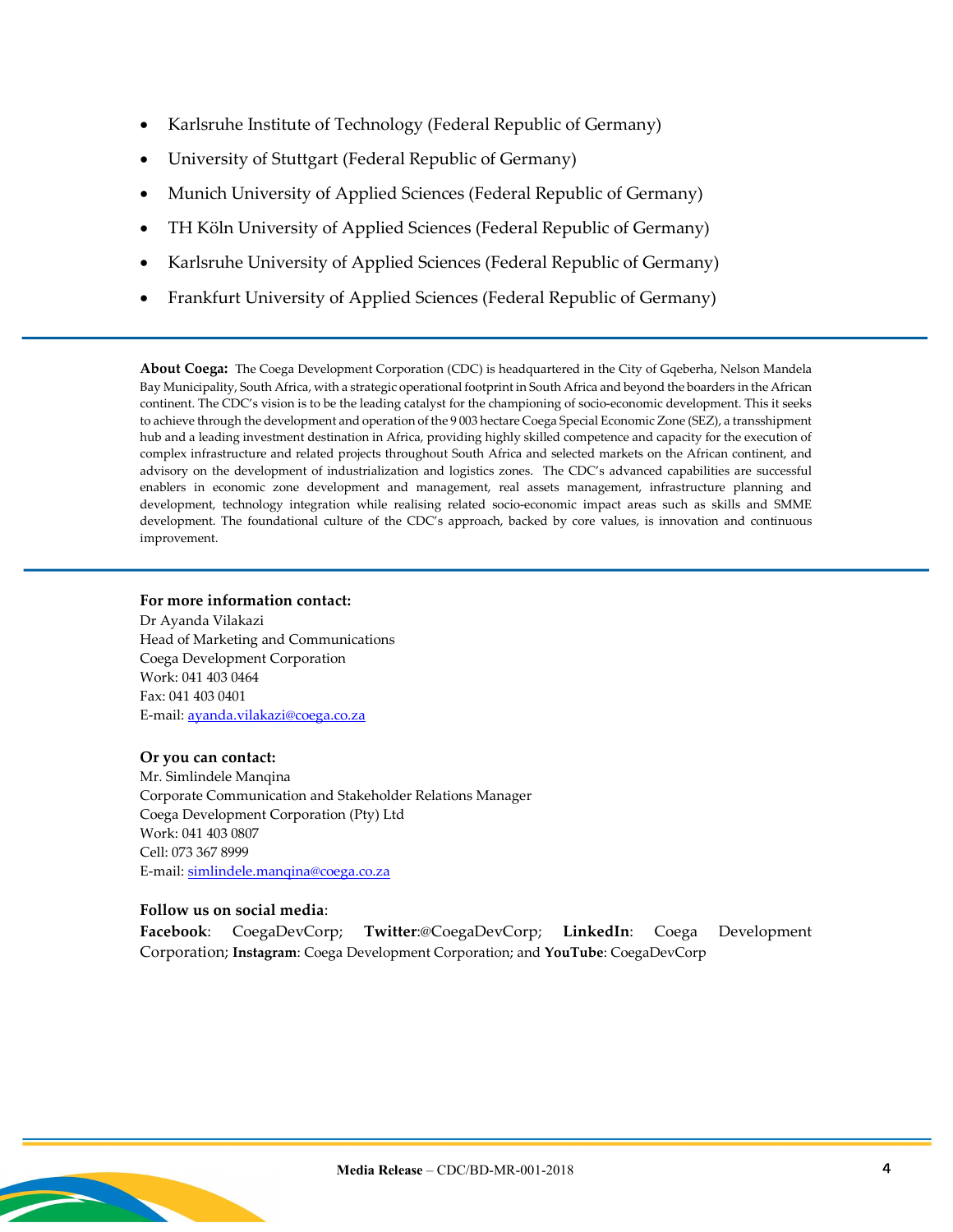- Karlsruhe Institute of Technology (Federal Republic of Germany)
- University of Stuttgart (Federal Republic of Germany)
- Munich University of Applied Sciences (Federal Republic of Germany)
- TH Köln University of Applied Sciences (Federal Republic of Germany)
- Karlsruhe University of Applied Sciences (Federal Republic of Germany)
- Frankfurt University of Applied Sciences (Federal Republic of Germany)

---

**About Coega:** The Coega Development Corporation (CDC) is headquartered in the City of Gqeberha, Nelson Mandela Bay Municipality, South Africa, with a strategic operational footprint in South Africa and beyond the boarders in the African continent. The CDC's vision is to be the leading catalyst for the championing of socio-economic development. This it seeks to achieve through the development and operation of the 9 003 hectare Coega Special Economic Zone (SEZ), a transshipment hub and a leading investment destination in Africa, providing highly skilled competence and capacity for the execution of complex infrastructure and related projects throughout South Africa and selected markets on the African continent, and advisory on the development of industrialization and logistics zones. The CDC's advanced capabilities are successful enablers in economic zone development and management, real assets management, infrastructure planning and development, technology integration while realising related socio-economic impact areas such as skills and SMME development. The foundational culture of the CDC's approach, backed by core values, is innovation and continuous improvement.

---

**For more information contact:**
Dr Ayanda Vilakazi
Head of Marketing and Communications
Coega Development Corporation
Work: 041 403 0464
Fax: 041 403 0401
E-mail: ayanda.vilakazi@coega.co.za

**Or you can contact:**
Mr. Simlindele Manqina
Corporate Communication and Stakeholder Relations Manager
Coega Development Corporation (Pty) Ltd
Work: 041 403 0807
Cell: 073 367 8999
E-mail: simlindele.manqina@coega.co.za

**Follow us on social media**:
**Facebook**: CoegaDevCorp; **Twitter**:@CoegaDevCorp; **LinkedIn**: Coega Development Corporation; **Instagram**: Coega Development Corporation; and **YouTube**: CoegaDevCorp